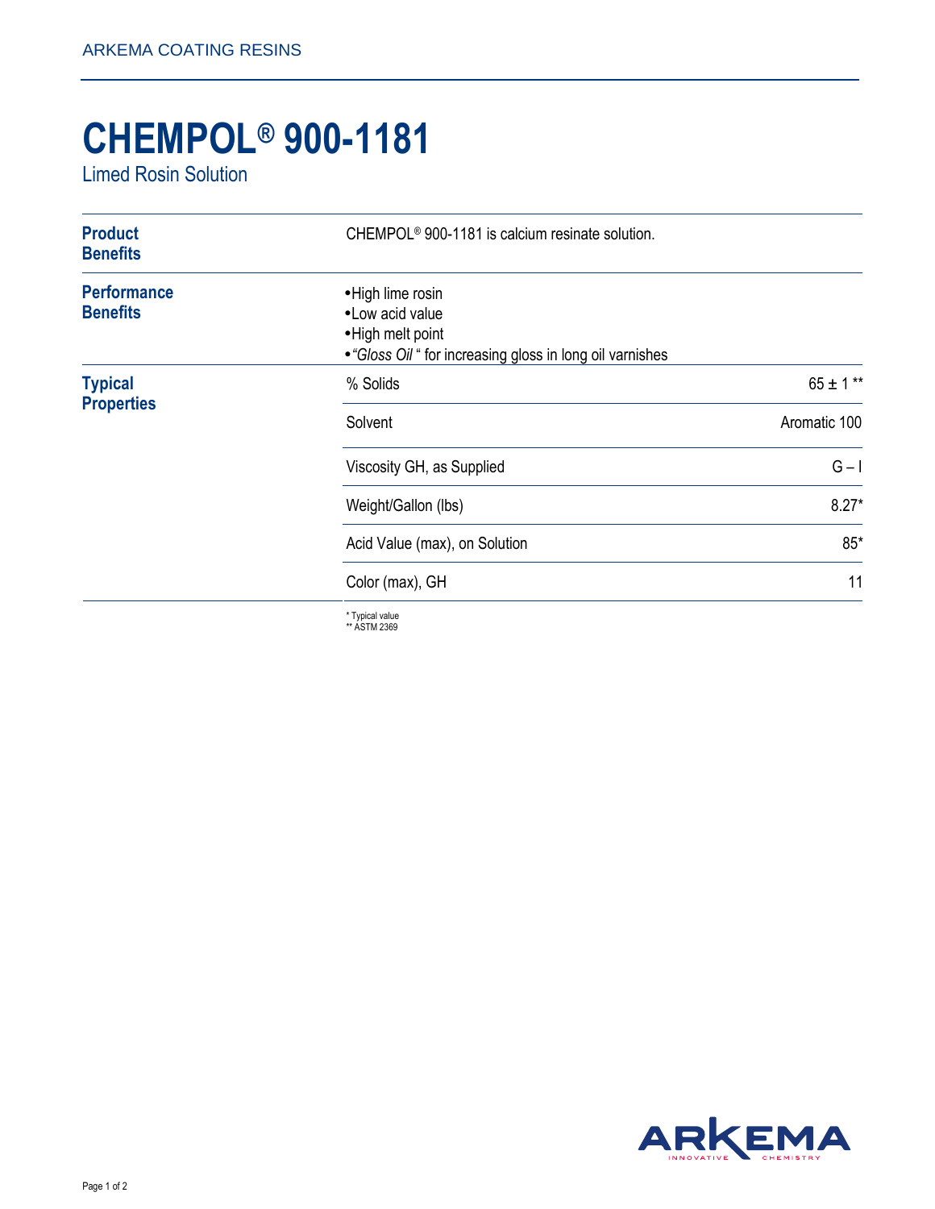ARKEMA COATING RESINS

# CHEMPOL® 900-1181

## Limed Rosin Solution

### Product Benefits

CHEMPOL® 900-1181 is calcium resinate solution.

### Performance Benefits

- High lime rosin
- Low acid value
- High melt point
- *"Gloss Oil "* for increasing gloss in long oil varnishes

### Typical Properties

| Property | Value |
|---|---|
| % Solids | 65 ± 1 ** |
| Solvent | Aromatic 100 |
| Viscosity GH, as Supplied | G – I |
| Weight/Gallon (lbs) | 8.27* |
| Acid Value (max), on Solution | 85* |
| Color (max), GH | 11 |

\* Typical value
\** ASTM 2369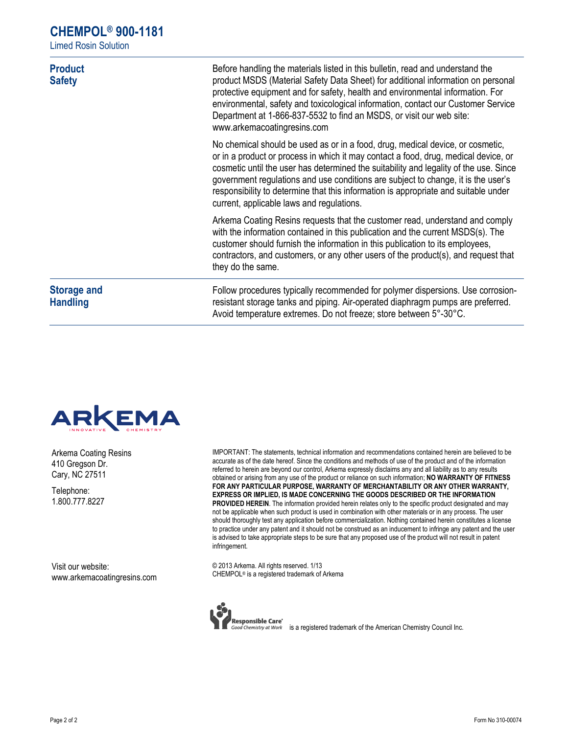# CHEMPOL® 900-1181

Limed Rosin Solution

## Product Safety

Before handling the materials listed in this bulletin, read and understand the product MSDS (Material Safety Data Sheet) for additional information on personal protective equipment and for safety, health and environmental information. For environmental, safety and toxicological information, contact our Customer Service Department at 1-866-837-5532 to find an MSDS, or visit our web site: www.arkemacoatingresins.com

No chemical should be used as or in a food, drug, medical device, or cosmetic, or in a product or process in which it may contact a food, drug, medical device, or cosmetic until the user has determined the suitability and legality of the use. Since government regulations and use conditions are subject to change, it is the user's responsibility to determine that this information is appropriate and suitable under current, applicable laws and regulations.

Arkema Coating Resins requests that the customer read, understand and comply with the information contained in this publication and the current MSDS(s). The customer should furnish the information in this publication to its employees, contractors, and customers, or any other users of the product(s), and request that they do the same.

## Storage and Handling

Follow procedures typically recommended for polymer dispersions. Use corrosion-resistant storage tanks and piping. Air-operated diaphragm pumps are preferred. Avoid temperature extremes. Do not freeze; store between 5°-30°C.

ARKEMA
INNOVATIVE CHEMISTRY

Arkema Coating Resins
410 Gregson Dr.
Cary, NC 27511

Telephone:
1.800.777.8227

IMPORTANT: The statements, technical information and recommendations contained herein are believed to be accurate as of the date hereof. Since the conditions and methods of use of the product and of the information referred to herein are beyond our control, Arkema expressly disclaims any and all liability as to any results obtained or arising from any use of the product or reliance on such information; **NO WARRANTY OF FITNESS FOR ANY PARTICULAR PURPOSE, WARRANTY OF MERCHANTABILITY OR ANY OTHER WARRANTY, EXPRESS OR IMPLIED, IS MADE CONCERNING THE GOODS DESCRIBED OR THE INFORMATION PROVIDED HEREIN**. The information provided herein relates only to the specific product designated and may not be applicable when such product is used in combination with other materials or in any process. The user should thoroughly test any application before commercialization. Nothing contained herein constitutes a license to practice under any patent and it should not be construed as an inducement to infringe any patent and the user is advised to take appropriate steps to be sure that any proposed use of the product will not result in patent infringement.

Visit our website:
www.arkemacoatingresins.com

© 2013 Arkema. All rights reserved. 1/13
CHEMPOL® is a registered trademark of Arkema

Responsible Care® Good Chemistry at Work is a registered trademark of the American Chemistry Council Inc.

Form No 310-00074